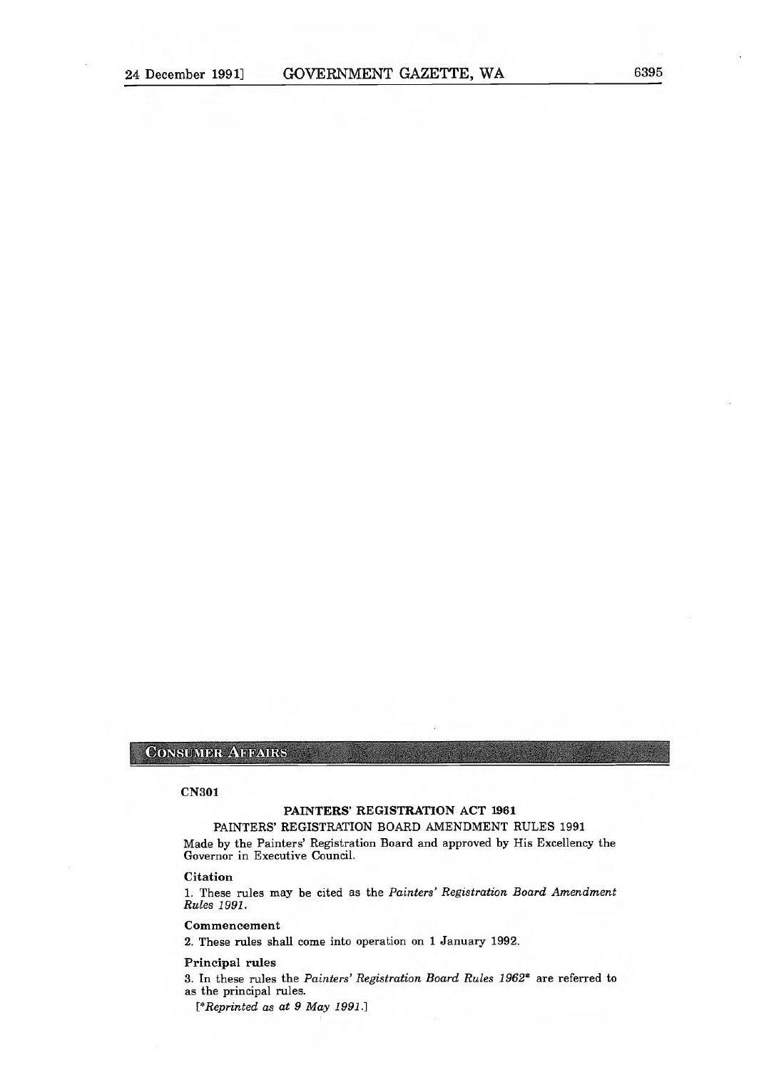## CONSUMER AFFAIRS

**CN301**

**PAINTERS' REGISTRATION ACT 1961**

PAINTERS' REGISTRATION BOARD AMENDMENT RULES 1991

Made by the Painters' Registration Board and approved by His Excellency the Governor in Executive Council.

**Citation**

1. These rules may be cited as the *Painters' Registration Board Amendment Rules 1991*.

**Commencement**

2. These rules shall come into operation on 1 January 1992.

**Principal rules**

3. In these rules the *Painters' Registration Board Rules 1962*\* are referred to as the principal rules.

[\**Reprinted as at 9 May 1991*.]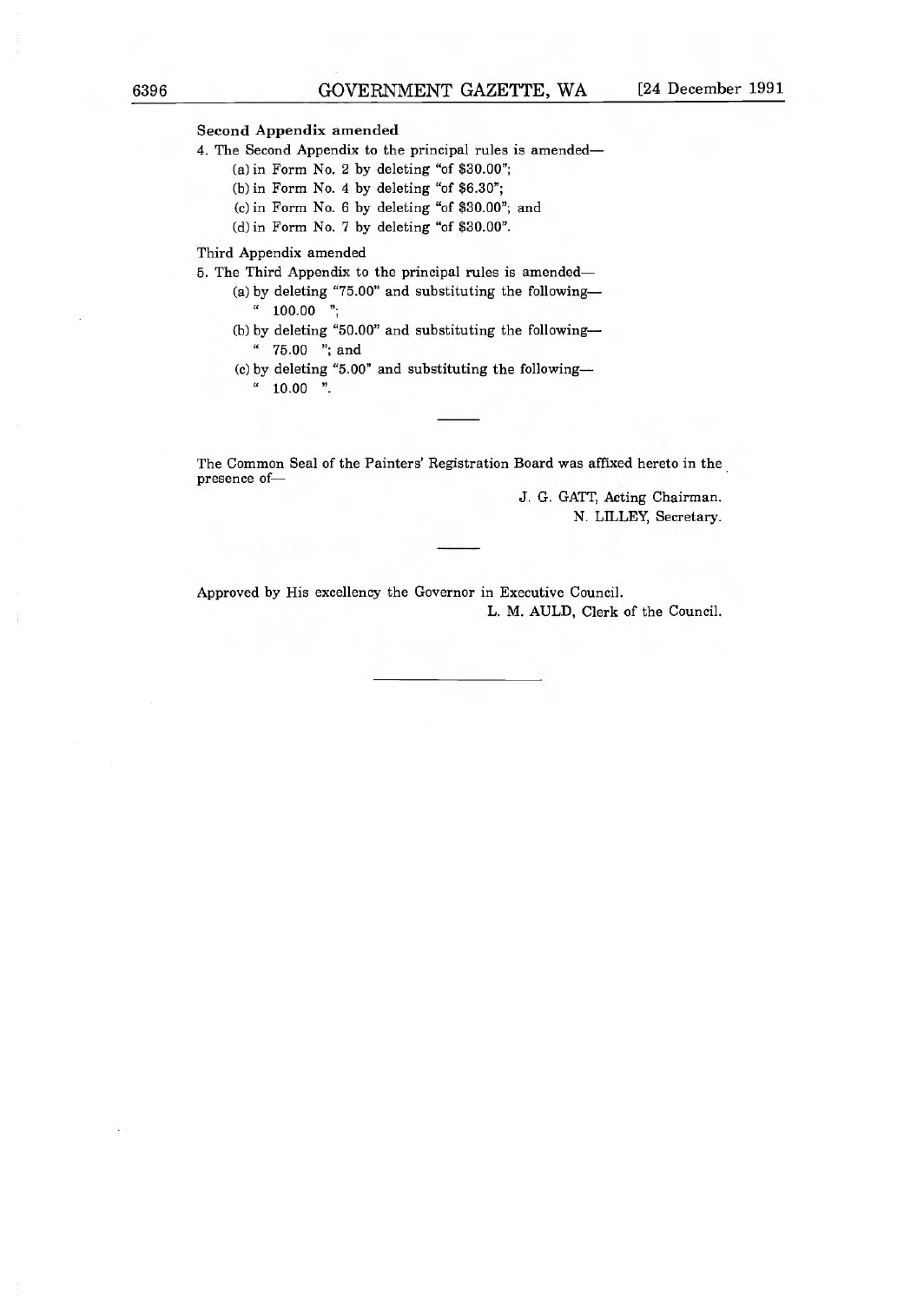**Second Appendix amended**

4. The Second Appendix to the principal rules is amended—

(a) in Form No. 2 by deleting "of $30.00";

(b) in Form No. 4 by deleting "of $6.30";

(c) in Form No. 6 by deleting "of $30.00"; and

(d) in Form No. 7 by deleting "of $30.00".

Third Appendix amended

5. The Third Appendix to the principal rules is amended—

(a) by deleting "75.00" and substituting the following—

" 100.00 ";

(b) by deleting "50.00" and substituting the following—

" 75.00 "; and

(c) by deleting "5.00" and substituting the following—

" 10.00 ".

---

The Common Seal of the Painters' Registration Board was affixed hereto in the presence of—

J. G. GATT, Acting Chairman.
N. LILLEY, Secretary.

---

Approved by His excellency the Governor in Executive Council.

L. M. AULD, Clerk of the Council.